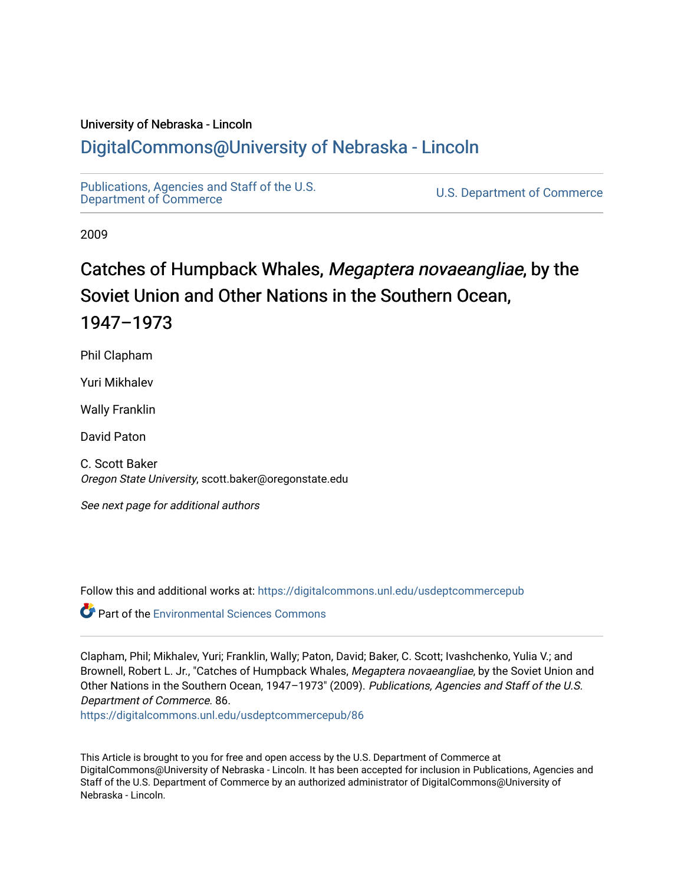University of Nebraska - Lincoln

## DigitalCommons@University of Nebraska - Lincoln

Publications, Agencies and Staff of the U.S. Department of Commerce | U.S. Department of Commerce

2009

# Catches of Humpback Whales, *Megaptera novaeangliae*, by the Soviet Union and Other Nations in the Southern Ocean, 1947–1973

Phil Clapham

Yuri Mikhalev

Wally Franklin

David Paton

C. Scott Baker
*Oregon State University*, scott.baker@oregonstate.edu

*See next page for additional authors*

Follow this and additional works at: https://digitalcommons.unl.edu/usdeptcommercepub

Part of the Environmental Sciences Commons

Clapham, Phil; Mikhalev, Yuri; Franklin, Wally; Paton, David; Baker, C. Scott; Ivashchenko, Yulia V.; and Brownell, Robert L. Jr., "Catches of Humpback Whales, *Megaptera novaeangliae*, by the Soviet Union and Other Nations in the Southern Ocean, 1947–1973" (2009). *Publications, Agencies and Staff of the U.S. Department of Commerce*. 86.
https://digitalcommons.unl.edu/usdeptcommercepub/86

This Article is brought to you for free and open access by the U.S. Department of Commerce at DigitalCommons@University of Nebraska - Lincoln. It has been accepted for inclusion in Publications, Agencies and Staff of the U.S. Department of Commerce by an authorized administrator of DigitalCommons@University of Nebraska - Lincoln.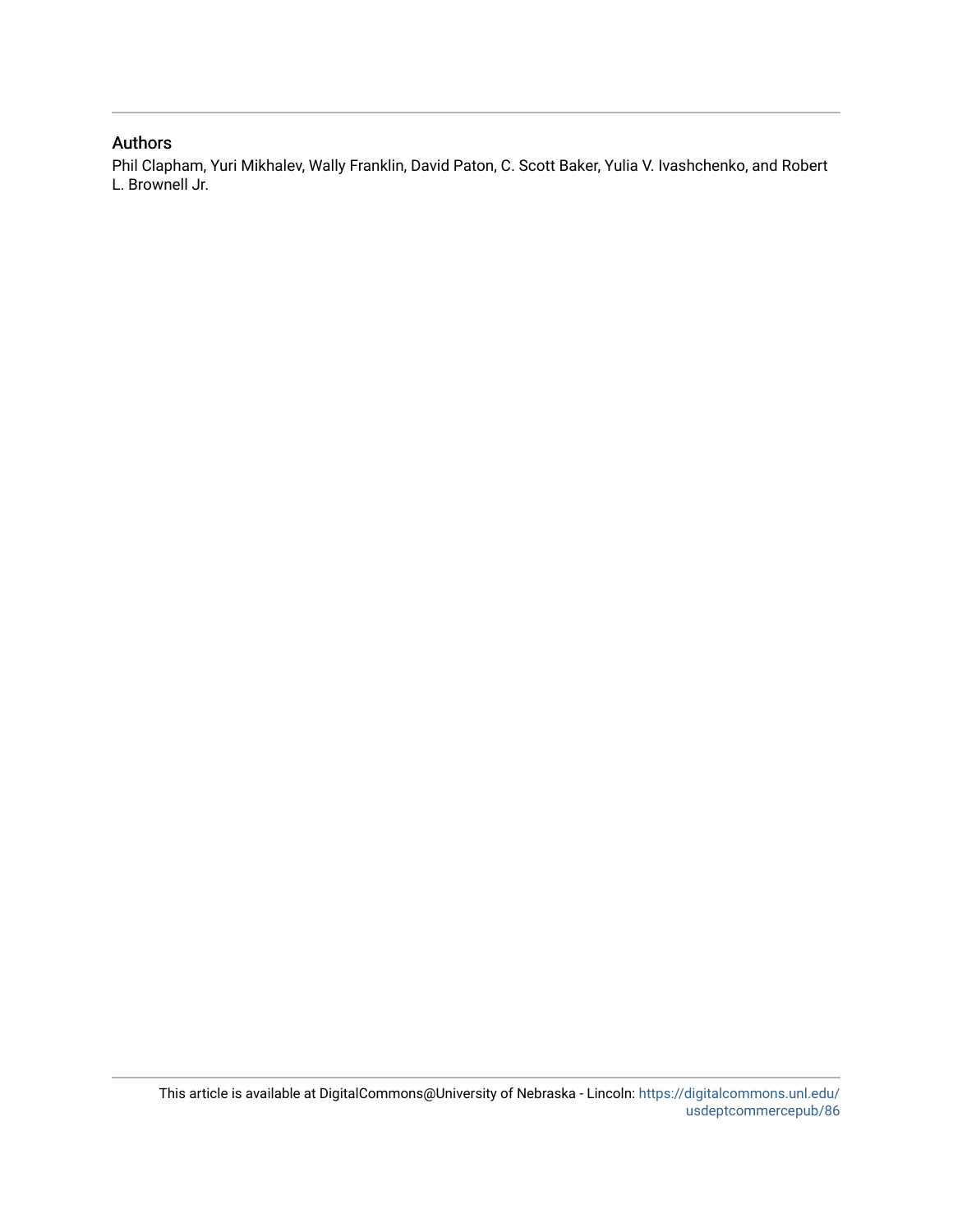## Authors

Phil Clapham, Yuri Mikhalev, Wally Franklin, David Paton, C. Scott Baker, Yulia V. Ivashchenko, and Robert L. Brownell Jr.

This article is available at DigitalCommons@University of Nebraska - Lincoln: https://digitalcommons.unl.edu/usdeptcommercepub/86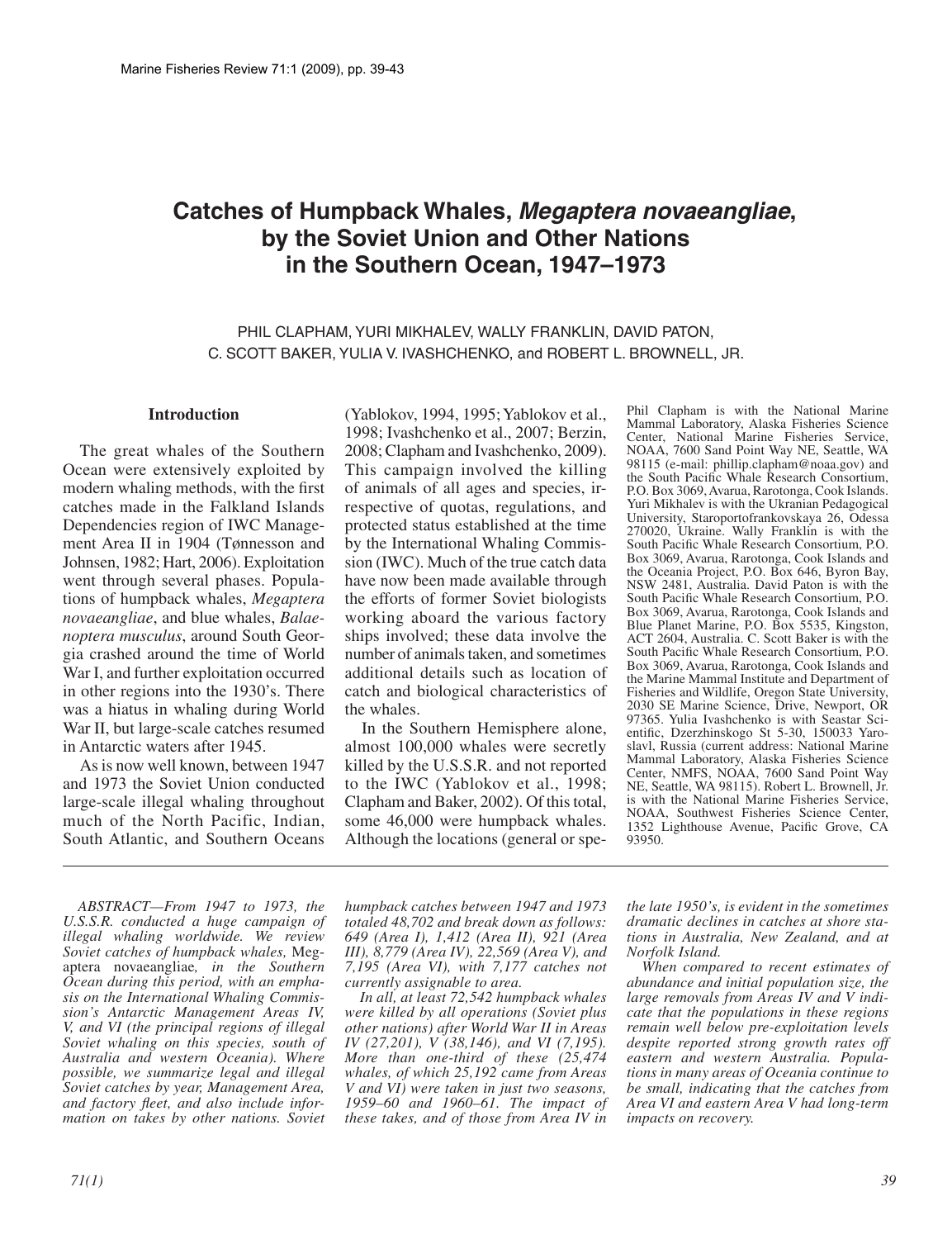// Catches of Humpback Whales, *Megaptera novaeangliae*, by the Soviet Union and Other Nations in the Southern Ocean, 1947–1973

PHIL CLAPHAM, YURI MIKHALEV, WALLY FRANKLIN, DAVID PATON, C. SCOTT BAKER, YULIA V. IVASHCHENKO, and ROBERT L. BROWNELL, JR.

## Introduction

The great whales of the Southern Ocean were extensively exploited by modern whaling methods, with the first catches made in the Falkland Islands Dependencies region of IWC Management Area II in 1904 (Tønnesson and Johnsen, 1982; Hart, 2006). Exploitation went through several phases. Populations of humpback whales, *Megaptera novaeangliae*, and blue whales, *Balaenoptera musculus*, around South Georgia crashed around the time of World War I, and further exploitation occurred in other regions into the 1930's. There was a hiatus in whaling during World War II, but large-scale catches resumed in Antarctic waters after 1945.

As is now well known, between 1947 and 1973 the Soviet Union conducted large-scale illegal whaling throughout much of the North Pacific, Indian, South Atlantic, and Southern Oceans (Yablokov, 1994, 1995; Yablokov et al., 1998; Ivashchenko et al., 2007; Berzin, 2008; Clapham and Ivashchenko, 2009). This campaign involved the killing of animals of all ages and species, irrespective of quotas, regulations, and protected status established at the time by the International Whaling Commission (IWC). Much of the true catch data have now been made available through the efforts of former Soviet biologists working aboard the various factory ships involved; these data involve the number of animals taken, and sometimes additional details such as location of catch and biological characteristics of the whales.

In the Southern Hemisphere alone, almost 100,000 whales were secretly killed by the U.S.S.R. and not reported to the IWC (Yablokov et al., 1998; Clapham and Baker, 2002). Of this total, some 46,000 were humpback whales. Although the locations (general or spe-

Phil Clapham is with the National Marine Mammal Laboratory, Alaska Fisheries Science Center, National Marine Fisheries Service, NOAA, 7600 Sand Point Way NE, Seattle, WA 98115 (e-mail: phillip.clapham@noaa.gov) and the South Pacific Whale Research Consortium, P.O. Box 3069, Avarua, Rarotonga, Cook Islands. Yuri Mikhalev is with the Ukranian Pedagogical University, Staroportofrankovskaya 26, Odessa 270020, Ukraine. Wally Franklin is with the South Pacific Whale Research Consortium, P.O. Box 3069, Avarua, Rarotonga, Cook Islands and the Oceania Project, P.O. Box 646, Byron Bay, NSW 2481, Australia. David Paton is with the South Pacific Whale Research Consortium, P.O. Box 3069, Avarua, Rarotonga, Cook Islands and Blue Planet Marine, P.O. Box 5535, Kingston, ACT 2604, Australia. C. Scott Baker is with the South Pacific Whale Research Consortium, P.O. Box 3069, Avarua, Rarotonga, Cook Islands and the Marine Mammal Institute and Department of Fisheries and Wildlife, Oregon State University, 2030 SE Marine Science, Drive, Newport, OR 97365. Yulia Ivashchenko is with Seastar Scientific, Dzerzhinskogo St 5-30, 150033 Yaroslavl, Russia (current address: National Marine Mammal Laboratory, Alaska Fisheries Science Center, NMFS, NOAA, 7600 Sand Point Way NE, Seattle, WA 98115). Robert L. Brownell, Jr. is with the National Marine Fisheries Service, NOAA, Southwest Fisheries Science Center, 1352 Lighthouse Avenue, Pacific Grove, CA 93950.

*ABSTRACT—From 1947 to 1973, the U.S.S.R. conducted a huge campaign of illegal whaling worldwide. We review Soviet catches of humpback whales,* Megaptera novaeangliae*, in the Southern Ocean during this period, with an emphasis on the International Whaling Commission's Antarctic Management Areas IV, V, and VI (the principal regions of illegal Soviet whaling on this species, south of Australia and western Oceania). Where possible, we summarize legal and illegal Soviet catches by year, Management Area, and factory fleet, and also include information on takes by other nations. Soviet humpback catches between 1947 and 1973 totaled 48,702 and break down as follows: 649 (Area I), 1,412 (Area II), 921 (Area III), 8,779 (Area IV), 22,569 (Area V), and 7,195 (Area VI), with 7,177 catches not currently assignable to area.*

*In all, at least 72,542 humpback whales were killed by all operations (Soviet plus other nations) after World War II in Areas IV (27,201), V (38,146), and VI (7,195). More than one-third of these (25,474 whales, of which 25,192 came from Areas V and VI) were taken in just two seasons, 1959–60 and 1960–61. The impact of these takes, and of those from Area IV in the late 1950's, is evident in the sometimes dramatic declines in catches at shore stations in Australia, New Zealand, and at Norfolk Island.*

*When compared to recent estimates of abundance and initial population size, the large removals from Areas IV and V indicate that the populations in these regions remain well below pre-exploitation levels despite reported strong growth rates off eastern and western Australia. Populations in many areas of Oceania continue to be small, indicating that the catches from Area VI and eastern Area V had long-term impacts on recovery.*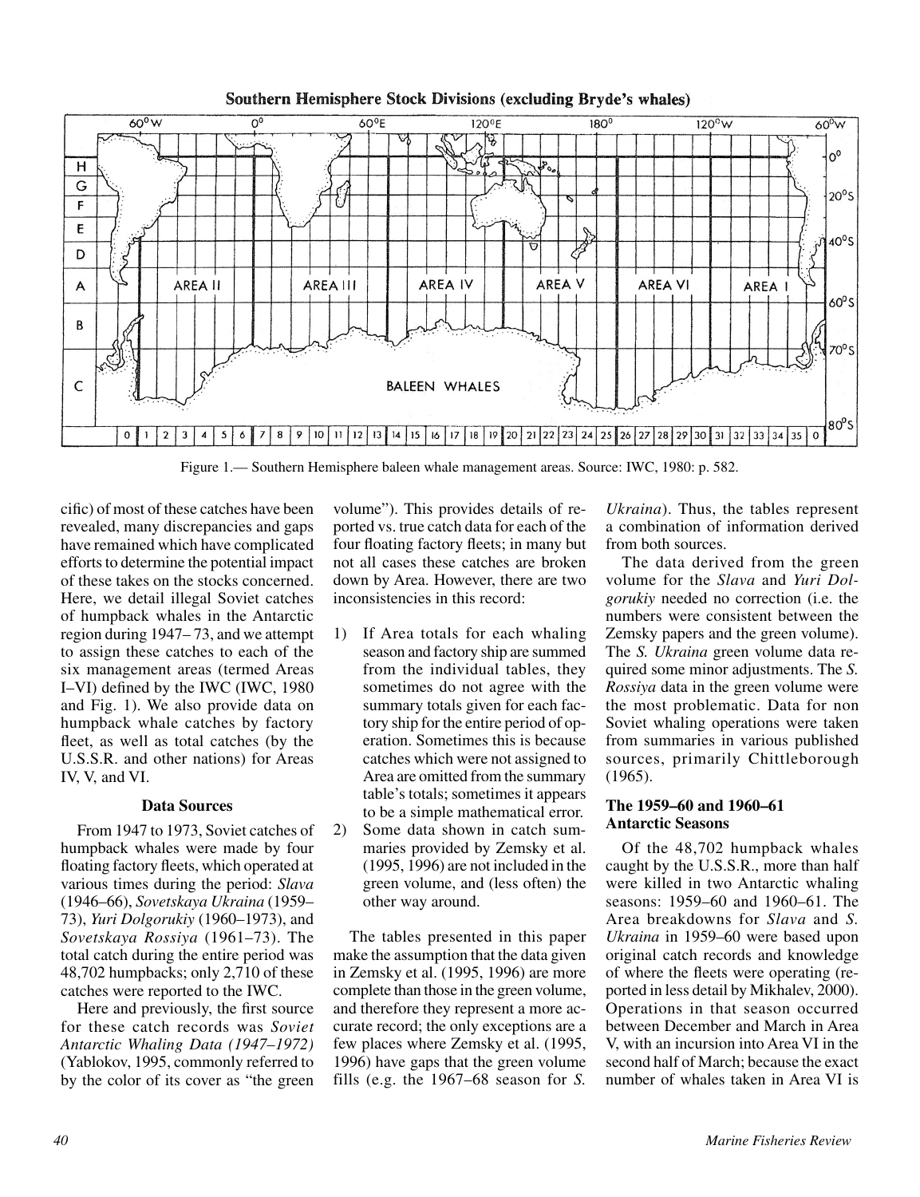Figure 1.— Southern Hemisphere baleen whale management areas. Source: IWC, 1980: p. 582.

cific) of most of these catches have been revealed, many discrepancies and gaps have remained which have complicated efforts to determine the potential impact of these takes on the stocks concerned. Here, we detail illegal Soviet catches of humpback whales in the Antarctic region during 1947–73, and we attempt to assign these catches to each of the six management areas (termed Areas I–VI) defined by the IWC (IWC, 1980 and Fig. 1). We also provide data on humpback whale catches by factory fleet, as well as total catches (by the U.S.S.R. and other nations) for Areas IV, V, and VI.

### Data Sources

From 1947 to 1973, Soviet catches of humpback whales were made by four floating factory fleets, which operated at various times during the period: *Slava* (1946–66), *Sovetskaya Ukraina* (1959–73), *Yuri Dolgorukiy* (1960–1973), and *Sovetskaya Rossiya* (1961–73). The total catch during the entire period was 48,702 humpbacks; only 2,710 of these catches were reported to the IWC.

Here and previously, the first source for these catch records was *Soviet Antarctic Whaling Data (1947–1972)* (Yablokov, 1995, commonly referred to by the color of its cover as "the green volume"). This provides details of reported vs. true catch data for each of the four floating factory fleets; in many but not all cases these catches are broken down by Area. However, there are two inconsistencies in this record:

1) If Area totals for each whaling season and factory ship are summed from the individual tables, they sometimes do not agree with the summary totals given for each factory ship for the entire period of operation. Sometimes this is because catches which were not assigned to Area are omitted from the summary table's totals; sometimes it appears to be a simple mathematical error.
2) Some data shown in catch summaries provided by Zemsky et al. (1995, 1996) are not included in the green volume, and (less often) the other way around.

The tables presented in this paper make the assumption that the data given in Zemsky et al. (1995, 1996) are more complete than those in the green volume, and therefore they represent a more accurate record; the only exceptions are a few places where Zemsky et al. (1995, 1996) have gaps that the green volume fills (e.g. the 1967–68 season for *S. Ukraina*). Thus, the tables represent a combination of information derived from both sources.

The data derived from the green volume for the *Slava* and *Yuri Dolgorukiy* needed no correction (i.e. the numbers were consistent between the Zemsky papers and the green volume). The *S. Ukraina* green volume data required some minor adjustments. The *S. Rossiya* data in the green volume were the most problematic. Data for non Soviet whaling operations were taken from summaries in various published sources, primarily Chittleborough (1965).

### The 1959–60 and 1960–61 Antarctic Seasons

Of the 48,702 humpback whales caught by the U.S.S.R., more than half were killed in two Antarctic whaling seasons: 1959–60 and 1960–61. The Area breakdowns for *Slava* and *S. Ukraina* in 1959–60 were based upon original catch records and knowledge of where the fleets were operating (reported in less detail by Mikhalev, 2000). Operations in that season occurred between December and March in Area V, with an incursion into Area VI in the second half of March; because the exact number of whales taken in Area VI is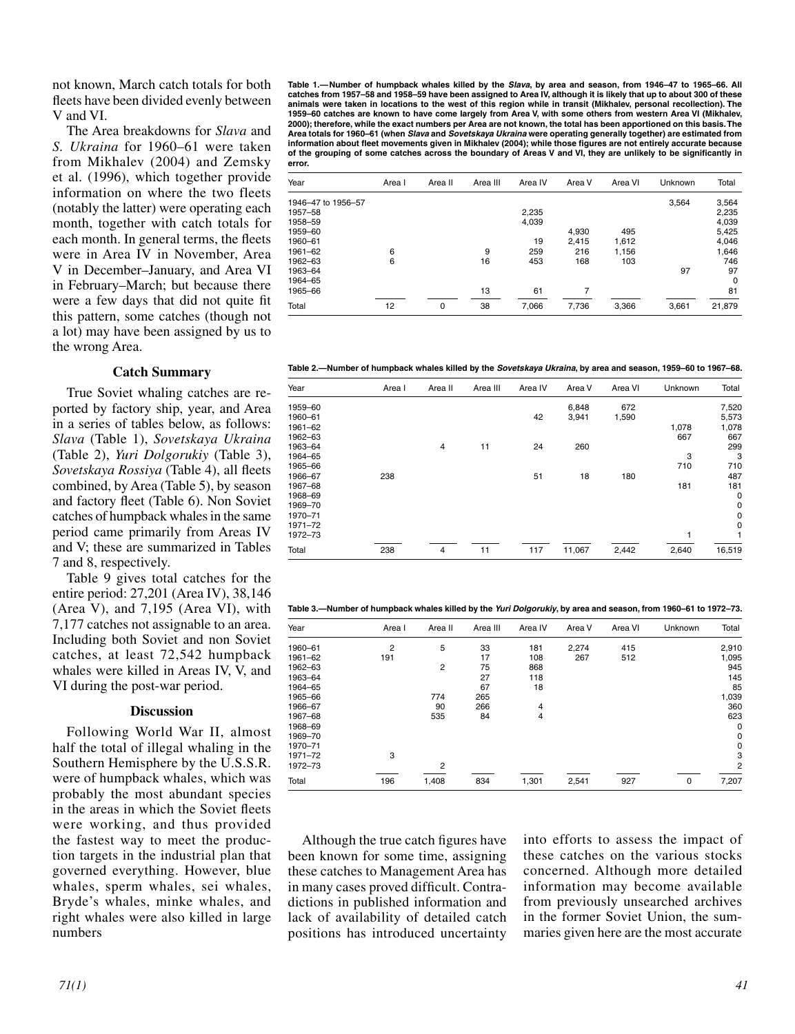not known, March catch totals for both fleets have been divided evenly between V and VI.

The Area breakdowns for *Slava* and *S. Ukraina* for 1960–61 were taken from Mikhalev (2004) and Zemsky et al. (1996), which together provide information on where the two fleets (notably the latter) were operating each month, together with catch totals for each month. In general terms, the fleets were in Area IV in November, Area V in December–January, and Area VI in February–March; but because there were a few days that did not quite fit this pattern, some catches (though not a lot) may have been assigned by us to the wrong Area.

### Catch Summary

True Soviet whaling catches are reported by factory ship, year, and Area in a series of tables below, as follows: *Slava* (Table 1), *Sovetskaya Ukraina* (Table 2), *Yuri Dolgorukiy* (Table 3), *Sovetskaya Rossiya* (Table 4), all fleets combined, by Area (Table 5), by season and factory fleet (Table 6). Non Soviet catches of humpback whales in the same period came primarily from Areas IV and V; these are summarized in Tables 7 and 8, respectively.

Table 9 gives total catches for the entire period: 27,201 (Area IV), 38,146 (Area V), and 7,195 (Area VI), with 7,177 catches not assignable to an area. Including both Soviet and non Soviet catches, at least 72,542 humpback whales were killed in Areas IV, V, and VI during the post-war period.

### Discussion

Following World War II, almost half the total of illegal whaling in the Southern Hemisphere by the U.S.S.R. were of humpback whales, which was probably the most abundant species in the areas in which the Soviet fleets were working, and thus provided the fastest way to meet the production targets in the industrial plan that governed everything. However, blue whales, sperm whales, sei whales, Bryde's whales, minke whales, and right whales were also killed in large numbers

**Table 1.—Number of humpback whales killed by the *Slava*, by area and season, from 1946–47 to 1965–66. All catches from 1957–58 and 1958–59 have been assigned to Area IV, although it is likely that up to about 300 of these animals were taken in locations to the west of this region while in transit (Mikhalev, personal recollection). The 1959–60 catches are known to have come largely from Area V, with some others from western Area VI (Mikhalev, 2000); therefore, while the exact numbers per Area are not known, the total has been apportioned on this basis. The Area totals for 1960–61 (when *Slava* and *Sovetskaya Ukraina* were operating generally together) are estimated from information about fleet movements given in Mikhalev (2004); while those figures are not entirely accurate because of the grouping of some catches across the boundary of Areas V and VI, they are unlikely to be significantly in error.**

| Year | Area I | Area II | Area III | Area IV | Area V | Area VI | Unknown | Total |
|---|---|---|---|---|---|---|---|---|
| 1946–47 to 1956–57 | | | | | | | 3,564 | 3,564 |
| 1957–58 | | | | 2,235 | | | | 2,235 |
| 1958–59 | | | | 4,039 | | | | 4,039 |
| 1959–60 | | | | | 4,930 | 495 | | 5,425 |
| 1960–61 | | | | 19 | 2,415 | 1,612 | | 4,046 |
| 1961–62 | 6 | | 9 | 259 | 216 | 1,156 | | 1,646 |
| 1962–63 | 6 | | 16 | 453 | 168 | 103 | | 746 |
| 1963–64 | | | | | | | 97 | 97 |
| 1964–65 | | | | | | | | 0 |
| 1965–66 | | | 13 | 61 | 7 | | | 81 |
| Total | 12 | 0 | 38 | 7,066 | 7,736 | 3,366 | 3,661 | 21,879 |

**Table 2.—Number of humpback whales killed by the *Sovetskaya Ukraina*, by area and season, 1959–60 to 1967–68.**

| Year | Area I | Area II | Area III | Area IV | Area V | Area VI | Unknown | Total |
|---|---|---|---|---|---|---|---|---|
| 1959–60 | | | | | 6,848 | 672 | | 7,520 |
| 1960–61 | | | | 42 | 3,941 | 1,590 | | 5,573 |
| 1961–62 | | | | | | | 1,078 | 1,078 |
| 1962–63 | | | | | | | 667 | 667 |
| 1963–64 | | 4 | 11 | 24 | 260 | | | 299 |
| 1964–65 | | | | | | | 3 | 3 |
| 1965–66 | | | | | | | 710 | 710 |
| 1966–67 | 238 | | | 51 | 18 | 180 | | 487 |
| 1967–68 | | | | | | | 181 | 181 |
| 1968–69 | | | | | | | | 0 |
| 1969–70 | | | | | | | | 0 |
| 1970–71 | | | | | | | | 0 |
| 1971–72 | | | | | | | | 0 |
| 1972–73 | | | | | | | 1 | 1 |
| Total | 238 | 4 | 11 | 117 | 11,067 | 2,442 | 2,640 | 16,519 |

**Table 3.—Number of humpback whales killed by the *Yuri Dolgorukiy*, by area and season, from 1960–61 to 1972–73.**

| Year | Area I | Area II | Area III | Area IV | Area V | Area VI | Unknown | Total |
|---|---|---|---|---|---|---|---|---|
| 1960–61 | 2 | 5 | 33 | 181 | 2,274 | 415 | | 2,910 |
| 1961–62 | 191 | | 17 | 108 | 267 | 512 | | 1,095 |
| 1962–63 | | 2 | 75 | 868 | | | | 945 |
| 1963–64 | | | 27 | 118 | | | | 145 |
| 1964–65 | | | 67 | 18 | | | | 85 |
| 1965–66 | | 774 | 265 | | | | | 1,039 |
| 1966–67 | | 90 | 266 | 4 | | | | 360 |
| 1967–68 | | 535 | 84 | 4 | | | | 623 |
| 1968–69 | | | | | | | | 0 |
| 1969–70 | | | | | | | | 0 |
| 1970–71 | | | | | | | | 0 |
| 1971–72 | 3 | | | | | | | 3 |
| 1972–73 | | 2 | | | | | | 2 |
| Total | 196 | 1,408 | 834 | 1,301 | 2,541 | 927 | 0 | 7,207 |

Although the true catch figures have been known for some time, assigning these catches to Management Area has in many cases proved difficult. Contradictions in published information and lack of availability of detailed catch positions has introduced uncertainty into efforts to assess the impact of these catches on the various stocks concerned. Although more detailed information may become available from previously unsearched archives in the former Soviet Union, the summaries given here are the most accurate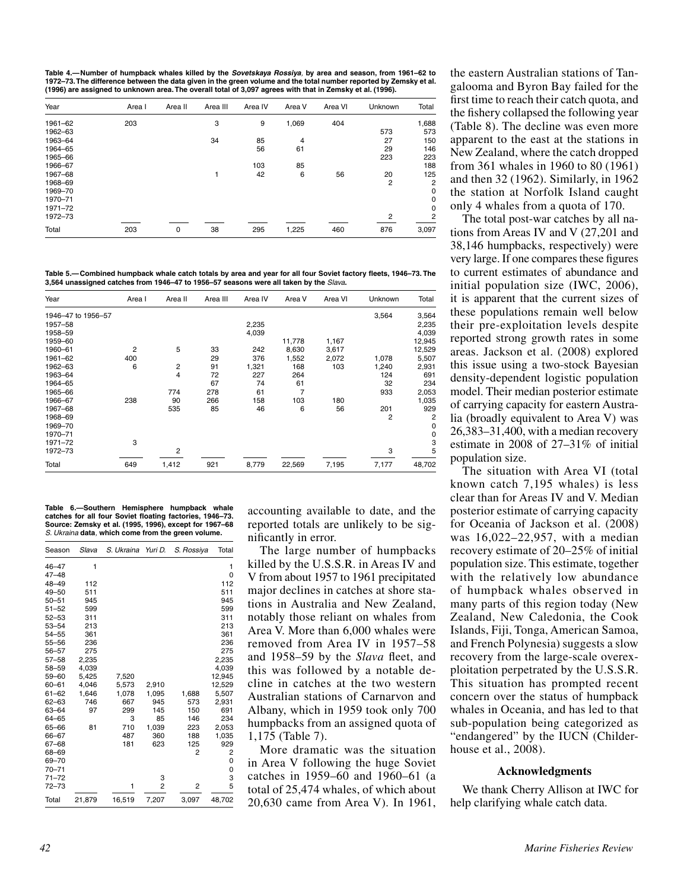**Table 4.—Number of humpback whales killed by the *Sovetskaya Rossiya*, by area and season, from 1961–62 to 1972–73. The difference between the data given in the green volume and the total number reported by Zemsky et al. (1996) are assigned to unknown area. The overall total of 3,097 agrees with that in Zemsky et al. (1996).**

| Year | Area I | Area II | Area III | Area IV | Area V | Area VI | Unknown | Total |
|---|---|---|---|---|---|---|---|---|
| 1961–62 | 203 | | 3 | 9 | 1,069 | 404 | | 1,688 |
| 1962–63 | | | | | | | 573 | 573 |
| 1963–64 | | | 34 | 85 | 4 | | 27 | 150 |
| 1964–65 | | | | 56 | 61 | | 29 | 146 |
| 1965–66 | | | | | | | 223 | 223 |
| 1966–67 | | | | 103 | 85 | | | 188 |
| 1967–68 | | | 1 | 42 | 6 | 56 | 20 | 125 |
| 1968–69 | | | | | | | 2 | 2 |
| 1969–70 | | | | | | | | 0 |
| 1970–71 | | | | | | | | 0 |
| 1971–72 | | | | | | | | 0 |
| 1972–73 | | | | | | | 2 | 2 |
| Total | 203 | 0 | 38 | 295 | 1,225 | 460 | 876 | 3,097 |

**Table 5.—Combined humpback whale catch totals by area and year for all four Soviet factory fleets, 1946–73. The 3,564 unassigned catches from 1946–47 to 1956–57 seasons were all taken by the *Slava*.**

| Year | Area I | Area II | Area III | Area IV | Area V | Area VI | Unknown | Total |
|---|---|---|---|---|---|---|---|---|
| 1946–47 to 1956–57 | | | | | | | 3,564 | 3,564 |
| 1957–58 | | | | 2,235 | | | | 2,235 |
| 1958–59 | | | | 4,039 | | | | 4,039 |
| 1959–60 | | | | | 11,778 | 1,167 | | 12,945 |
| 1960–61 | 2 | 5 | 33 | 242 | 8,630 | 3,617 | | 12,529 |
| 1961–62 | 400 | | 29 | 376 | 1,552 | 2,072 | 1,078 | 5,507 |
| 1962–63 | 6 | 2 | 91 | 1,321 | 168 | 103 | 1,240 | 2,931 |
| 1963–64 | | 4 | 72 | 227 | 264 | | 124 | 691 |
| 1964–65 | | | 67 | 74 | 61 | | 32 | 234 |
| 1965–66 | | 774 | 278 | 61 | 7 | | 933 | 2,053 |
| 1966–67 | 238 | 90 | 266 | 158 | 103 | 180 | | 1,035 |
| 1967–68 | | 535 | 85 | 46 | 6 | 56 | 201 | 929 |
| 1968–69 | | | | | | | 2 | 2 |
| 1969–70 | | | | | | | | 0 |
| 1970–71 | | | | | | | | 0 |
| 1971–72 | 3 | | | | | | | 3 |
| 1972–73 | | 2 | | | | | 3 | 5 |
| Total | 649 | 1,412 | 921 | 8,779 | 22,569 | 7,195 | 7,177 | 48,702 |

**Table 6.—Southern Hemisphere humpback whale catches for all four Soviet floating factories, 1946–73. Source: Zemsky et al. (1995, 1996), except for 1967–68 *S. Ukraina* data, which come from the green volume.**

| Season | *Slava* | *S. Ukraina* | *Yuri D.* | *S. Rossiya* | Total |
|---|---|---|---|---|---|
| 46–47 | 1 | | | | 1 |
| 47–48 | | | | | 0 |
| 48–49 | 112 | | | | 112 |
| 49–50 | 511 | | | | 511 |
| 50–51 | 945 | | | | 945 |
| 51–52 | 599 | | | | 599 |
| 52–53 | 311 | | | | 311 |
| 53–54 | 213 | | | | 213 |
| 54–55 | 361 | | | | 361 |
| 55–56 | 236 | | | | 236 |
| 56–57 | 275 | | | | 275 |
| 57–58 | 2,235 | | | | 2,235 |
| 58–59 | 4,039 | | | | 4,039 |
| 59–60 | 5,425 | 7,520 | | | 12,945 |
| 60–61 | 4,046 | 5,573 | 2,910 | | 12,529 |
| 61–62 | 1,646 | 1,078 | 1,095 | 1,688 | 5,507 |
| 62–63 | 746 | 667 | 945 | 573 | 2,931 |
| 63–64 | 97 | 299 | 145 | 150 | 691 |
| 64–65 | | 3 | 85 | 146 | 234 |
| 65–66 | 81 | 710 | 1,039 | 223 | 2,053 |
| 66–67 | | 487 | 360 | 188 | 1,035 |
| 67–68 | | 181 | 623 | 125 | 929 |
| 68–69 | | | | 2 | 2 |
| 69–70 | | | | | 0 |
| 70–71 | | | | | 0 |
| 71–72 | | | 3 | | 3 |
| 72–73 | | 1 | 2 | 2 | 5 |
| Total | 21,879 | 16,519 | 7,207 | 3,097 | 48,702 |

accounting available to date, and the reported totals are unlikely to be significantly in error.

The large number of humpbacks killed by the U.S.S.R. in Areas IV and V from about 1957 to 1961 precipitated major declines in catches at shore stations in Australia and New Zealand, notably those reliant on whales from Area V. More than 6,000 whales were removed from Area IV in 1957–58 and 1958–59 by the *Slava* fleet, and this was followed by a notable decline in catches at the two western Australian stations of Carnarvon and Albany, which in 1959 took only 700 humpbacks from an assigned quota of 1,175 (Table 7).

More dramatic was the situation in Area V following the huge Soviet catches in 1959–60 and 1960–61 (a total of 25,474 whales, of which about 20,630 came from Area V). In 1961, the eastern Australian stations of Tangalooma and Byron Bay failed for the first time to reach their catch quota, and the fishery collapsed the following year (Table 8). The decline was even more apparent to the east at the stations in New Zealand, where the catch dropped from 361 whales in 1960 to 80 (1961) and then 32 (1962). Similarly, in 1962 the station at Norfolk Island caught only 4 whales from a quota of 170.

The total post-war catches by all nations from Areas IV and V (27,201 and 38,146 humpbacks, respectively) were very large. If one compares these figures to current estimates of abundance and initial population size (IWC, 2006), it is apparent that the current sizes of these populations remain well below their pre-exploitation levels despite reported strong growth rates in some areas. Jackson et al. (2008) explored this issue using a two-stock Bayesian density-dependent logistic population model. Their median posterior estimate of carrying capacity for eastern Australia (broadly equivalent to Area V) was 26,383–31,400, with a median recovery estimate in 2008 of 27–31% of initial population size.

The situation with Area VI (total known catch 7,195 whales) is less clear than for Areas IV and V. Median posterior estimate of carrying capacity for Oceania of Jackson et al. (2008) was 16,022–22,957, with a median recovery estimate of 20–25% of initial population size. This estimate, together with the relatively low abundance of humpback whales observed in many parts of this region today (New Zealand, New Caledonia, the Cook Islands, Fiji, Tonga, American Samoa, and French Polynesia) suggests a slow recovery from the large-scale overexploitation perpetrated by the U.S.S.R. This situation has prompted recent concern over the status of humpback whales in Oceania, and has led to that sub-population being categorized as "endangered" by the IUCN (Childerhouse et al., 2008).

## Acknowledgments

We thank Cherry Allison at IWC for help clarifying whale catch data.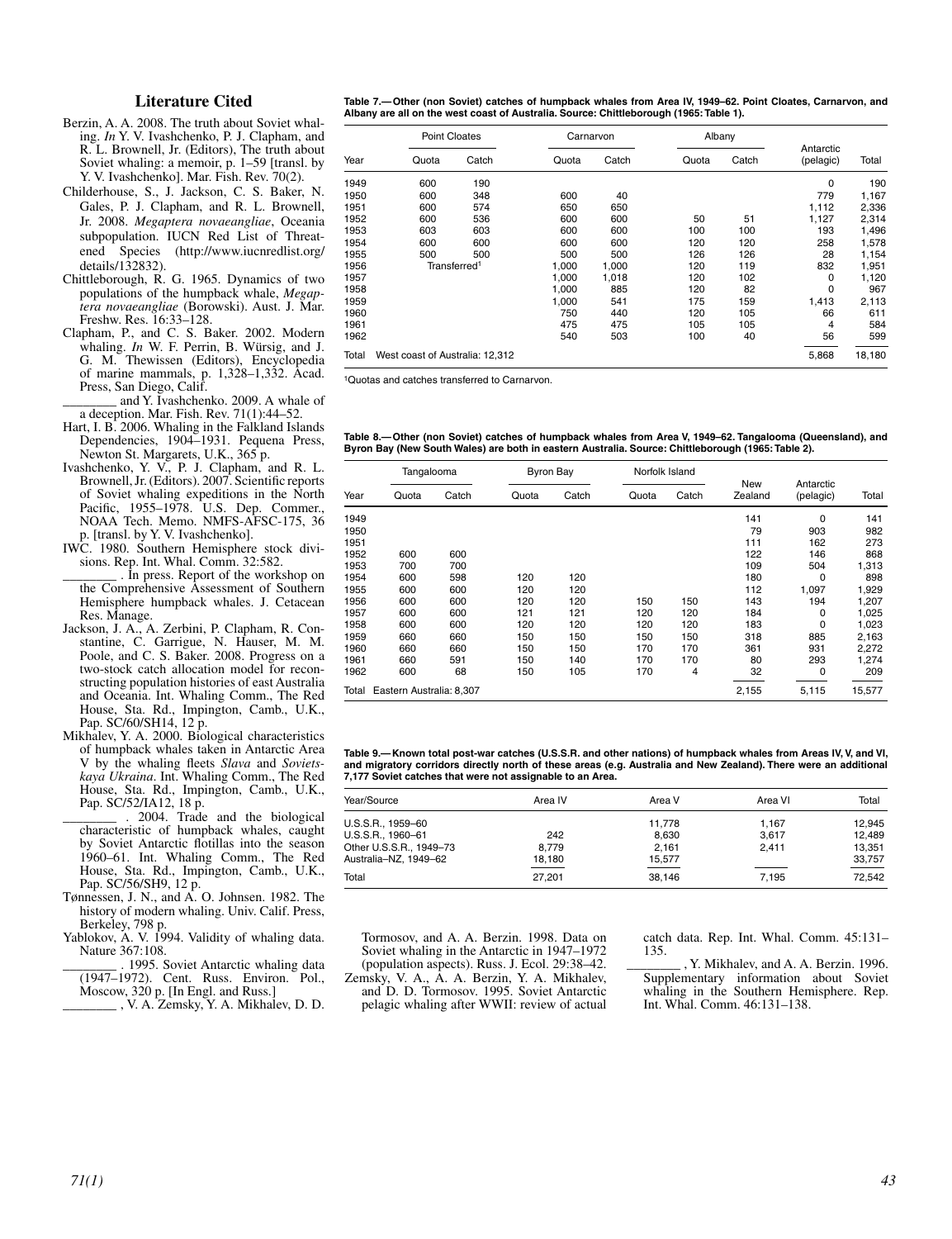## Literature Cited

Berzin, A. A. 2008. The truth about Soviet whaling. *In* Y. V. Ivashchenko, P. J. Clapham, and R. L. Brownell, Jr. (Editors), The truth about Soviet whaling: a memoir, p. 1–59 [transl. by Y. V. Ivashchenko]. Mar. Fish. Rev. 70(2).

Childerhouse, S., J. Jackson, C. S. Baker, N. Gales, P. J. Clapham, and R. L. Brownell, Jr. 2008. *Megaptera novaeangliae*, Oceania subpopulation. IUCN Red List of Threatened Species (http://www.iucnredlist.org/details/132832).

Chittleborough, R. G. 1965. Dynamics of two populations of the humpback whale, *Megaptera novaeangliae* (Borowski). Aust. J. Mar. Freshw. Res. 16:33–128.

Clapham, P., and C. S. Baker. 2002. Modern whaling. *In* W. F. Perrin, B. Würsig, and J. G. M. Thewissen (Editors), Encyclopedia of marine mammals, p. 1,328–1,332. Acad. Press, San Diego, Calif.

________ and Y. Ivashchenko. 2009. A whale of a deception. Mar. Fish. Rev. 71(1):44–52.

Hart, I. B. 2006. Whaling in the Falkland Islands Dependencies, 1904–1931. Pequena Press, Newton St. Margarets, U.K., 365 p.

Ivashchenko, Y. V., P. J. Clapham, and R. L. Brownell, Jr. (Editors). 2007. Scientific reports of Soviet whaling expeditions in the North Pacific, 1955–1978. U.S. Dep. Commer., NOAA Tech. Memo. NMFS-AFSC-175, 36 p. [transl. by Y. V. Ivashchenko].

IWC. 1980. Southern Hemisphere stock divisions. Rep. Int. Whal. Comm. 32:582.

________ . In press. Report of the workshop on the Comprehensive Assessment of Southern Hemisphere humpback whales. J. Cetacean Res. Manage.

Jackson, J. A., A. Zerbini, P. Clapham, R. Constantine, C. Garrigue, N. Hauser, M. M. Poole, and C. S. Baker. 2008. Progress on a two-stock catch allocation model for reconstructing population histories of east Australia and Oceania. Int. Whaling Comm., The Red House, Sta. Rd., Impington, Camb., U.K., Pap. SC/60/SH14, 12 p.

Mikhalev, Y. A. 2000. Biological characteristics of humpback whales taken in Antarctic Area V by the whaling fleets *Slava* and *Sovietskaya Ukraina*. Int. Whaling Comm., The Red House, Sta. Rd., Impington, Camb., U.K., Pap. SC/52/IA12, 18 p.

________ . 2004. Trade and the biological characteristic of humpback whales, caught by Soviet Antarctic flotillas into the season 1960–61. Int. Whaling Comm., The Red House, Sta. Rd., Impington, Camb., U.K., Pap. SC/56/SH9, 12 p.

Tønnessen, J. N., and A. O. Johnsen. 1982. The history of modern whaling. Univ. Calif. Press, Berkeley, 798 p.

Yablokov, A. V. 1994. Validity of whaling data. Nature 367:108.

________ . 1995. Soviet Antarctic whaling data (1947–1972). Cent. Russ. Environ. Pol., Moscow, 320 p. [In Engl. and Russ.]

________ , V. A. Zemsky, Y. A. Mikhalev, D. D. Tormosov, and A. A. Berzin. 1998. Data on Soviet whaling in the Antarctic in 1947–1972 (population aspects). Russ. J. Ecol. 29:38–42.

Zemsky, V. A., A. A. Berzin, Y. A. Mikhalev, and D. D. Tormosov. 1995. Soviet Antarctic pelagic whaling after WWII: review of actual catch data. Rep. Int. Whal. Comm. 45:131–135.

________ , Y. Mikhalev, and A. A. Berzin. 1996. Supplementary information about Soviet whaling in the Southern Hemisphere. Rep. Int. Whal. Comm. 46:131–138.

**Table 7.—Other (non Soviet) catches of humpback whales from Area IV, 1949–62. Point Cloates, Carnarvon, and Albany are all on the west coast of Australia. Source: Chittleborough (1965: Table 1).**

| | Point Cloates | | Carnarvon | | Albany | | | |
|---|---|---|---|---|---|---|---|---|
| Year | Quota | Catch | Quota | Catch | Quota | Catch | Antarctic (pelagic) | Total |
| 1949 | 600 | 190 | | | | | 0 | 190 |
| 1950 | 600 | 348 | 600 | 40 | | | 779 | 1,167 |
| 1951 | 600 | 574 | 650 | 650 | | | 1,112 | 2,336 |
| 1952 | 600 | 536 | 600 | 600 | 50 | 51 | 1,127 | 2,314 |
| 1953 | 603 | 603 | 600 | 600 | 100 | 100 | 193 | 1,496 |
| 1954 | 600 | 600 | 600 | 600 | 120 | 120 | 258 | 1,578 |
| 1955 | 500 | 500 | 500 | 500 | 126 | 126 | 28 | 1,154 |
| 1956 | Transferred[1] | | 1,000 | 1,000 | 120 | 119 | 832 | 1,951 |
| 1957 | | | 1,000 | 1,018 | 120 | 102 | 0 | 1,120 |
| 1958 | | | 1,000 | 885 | 120 | 82 | 0 | 967 |
| 1959 | | | 1,000 | 541 | 175 | 159 | 1,413 | 2,113 |
| 1960 | | | 750 | 440 | 120 | 105 | 66 | 611 |
| 1961 | | | 475 | 475 | 105 | 105 | 4 | 584 |
| 1962 | | | 540 | 503 | 100 | 40 | 56 | 599 |
| Total | West coast of Australia: 12,312 | | | | | | 5,868 | 18,180 |

[1]Quotas and catches transferred to Carnarvon.

**Table 8.—Other (non Soviet) catches of humpback whales from Area V, 1949–62. Tangalooma (Queensland), and Byron Bay (New South Wales) are both in eastern Australia. Source: Chittleborough (1965: Table 2).**

| | Tangalooma | | Byron Bay | | Norfolk Island | | | | |
|---|---|---|---|---|---|---|---|---|---|
| Year | Quota | Catch | Quota | Catch | Quota | Catch | New Zealand | Antarctic (pelagic) | Total |
| 1949 | | | | | | | 141 | 0 | 141 |
| 1950 | | | | | | | 79 | 903 | 982 |
| 1951 | | | | | | | 111 | 162 | 273 |
| 1952 | 600 | 600 | | | | | 122 | 146 | 868 |
| 1953 | 700 | 700 | | | | | 109 | 504 | 1,313 |
| 1954 | 600 | 598 | 120 | 120 | | | 180 | 0 | 898 |
| 1955 | 600 | 600 | 120 | 120 | | | 112 | 1,097 | 1,929 |
| 1956 | 600 | 600 | 120 | 120 | 150 | 150 | 143 | 194 | 1,207 |
| 1957 | 600 | 600 | 121 | 121 | 120 | 120 | 184 | 0 | 1,025 |
| 1958 | 600 | 600 | 120 | 120 | 120 | 120 | 183 | 0 | 1,023 |
| 1959 | 660 | 660 | 150 | 150 | 150 | 150 | 318 | 885 | 2,163 |
| 1960 | 660 | 660 | 150 | 150 | 170 | 170 | 361 | 931 | 2,272 |
| 1961 | 660 | 591 | 150 | 140 | 170 | 170 | 80 | 293 | 1,274 |
| 1962 | 600 | 68 | 150 | 105 | 170 | 4 | 32 | 0 | 209 |
| Total | Eastern Australia: 8,307 | | | | | | 2,155 | 5,115 | 15,577 |

**Table 9.—Known total post-war catches (U.S.S.R. and other nations) of humpback whales from Areas IV, V, and VI, and migratory corridors directly north of these areas (e.g. Australia and New Zealand). There were an additional 7,177 Soviet catches that were not assignable to an Area.**

| Year/Source | Area IV | Area V | Area VI | Total |
|---|---|---|---|---|
| U.S.S.R., 1959–60 | | 11,778 | 1,167 | 12,945 |
| U.S.S.R., 1960–61 | 242 | 8,630 | 3,617 | 12,489 |
| Other U.S.S.R., 1949–73 | 8,779 | 2,161 | 2,411 | 13,351 |
| Australia–NZ, 1949–62 | 18,180 | 15,577 | | 33,757 |
| Total | 27,201 | 38,146 | 7,195 | 72,542 |